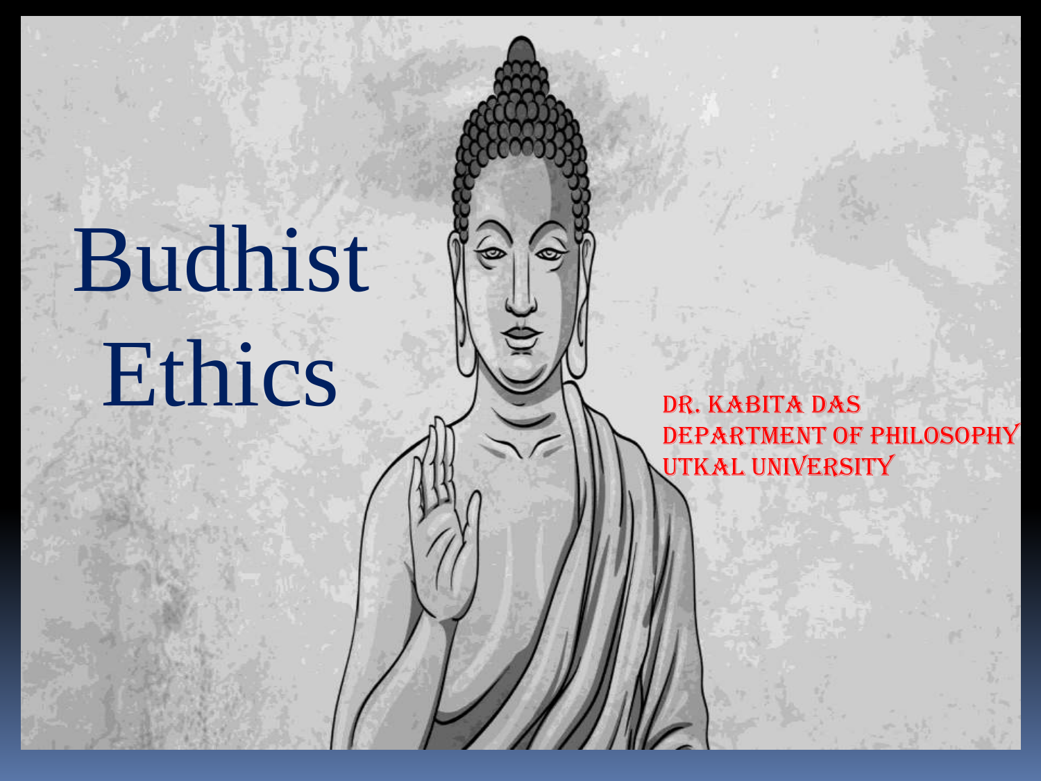# Budhist Ethics

Dr. Kabita Das
Department of Philosophy
Utkal University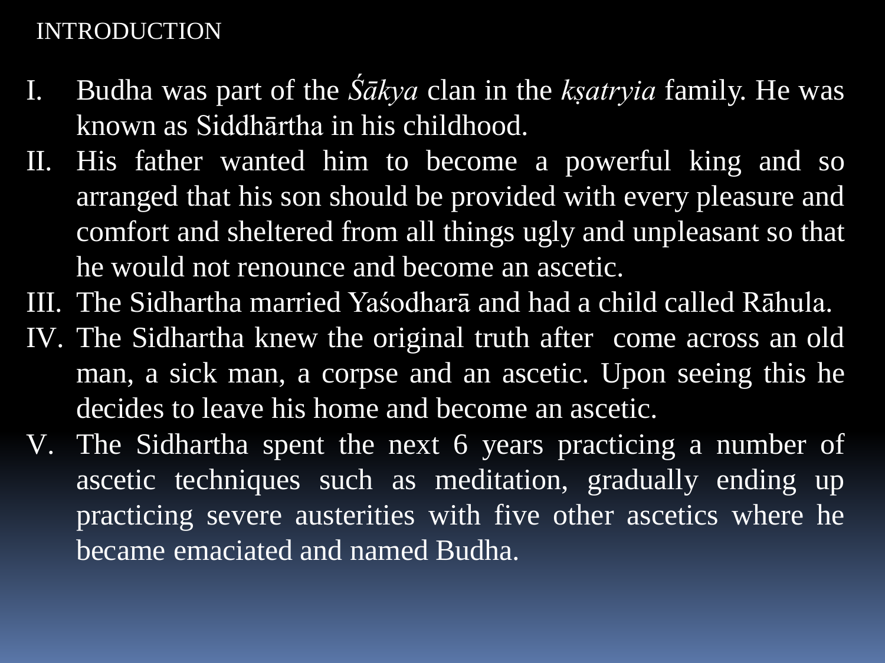## INTRODUCTION

I. Budha was part of the *Śākya* clan in the *kṣatryia* family. He was known as Siddhārtha in his childhood.
II. His father wanted him to become a powerful king and so arranged that his son should be provided with every pleasure and comfort and sheltered from all things ugly and unpleasant so that he would not renounce and become an ascetic.
III. The Sidhartha married Yaśodharā and had a child called Rāhula.
IV. The Sidhartha knew the original truth after come across an old man, a sick man, a corpse and an ascetic. Upon seeing this he decides to leave his home and become an ascetic.
V. The Sidhartha spent the next 6 years practicing a number of ascetic techniques such as meditation, gradually ending up practicing severe austerities with five other ascetics where he became emaciated and named Budha.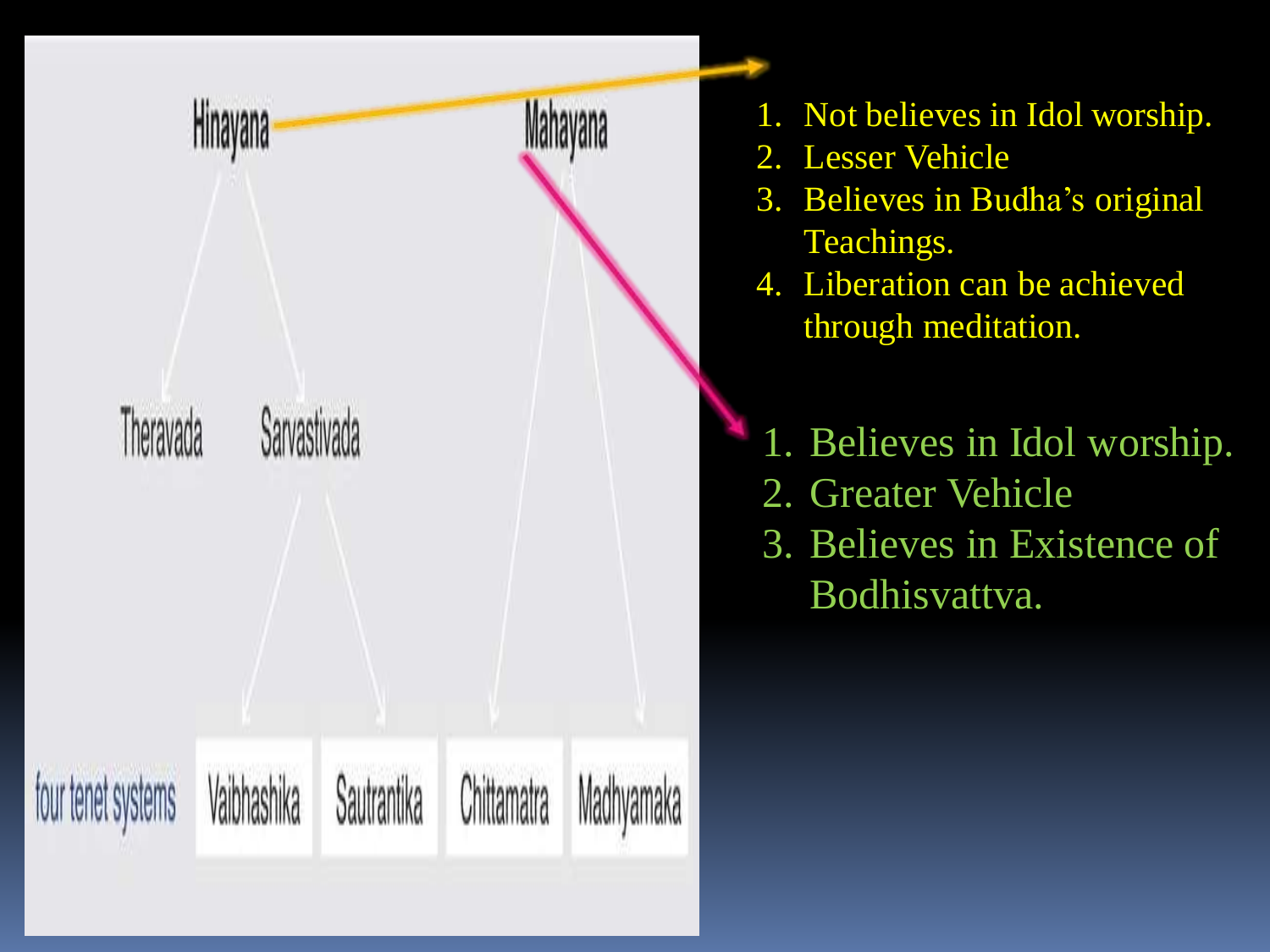Hinayana

- Theravada
- Sarvastivada
  - Vaibhashika
  - Sautrantika

Mahayana

- Chittamatra
- Madhyamaka

four tenet systems: Vaibhashika, Sautrantika, Chittamatra, Madhyamaka

1. Not believes in Idol worship.
2. Lesser Vehicle
3. Believes in Budha's original Teachings.
4. Liberation can be achieved through meditation.

1. Believes in Idol worship.
2. Greater Vehicle
3. Believes in Existence of Bodhisvattva.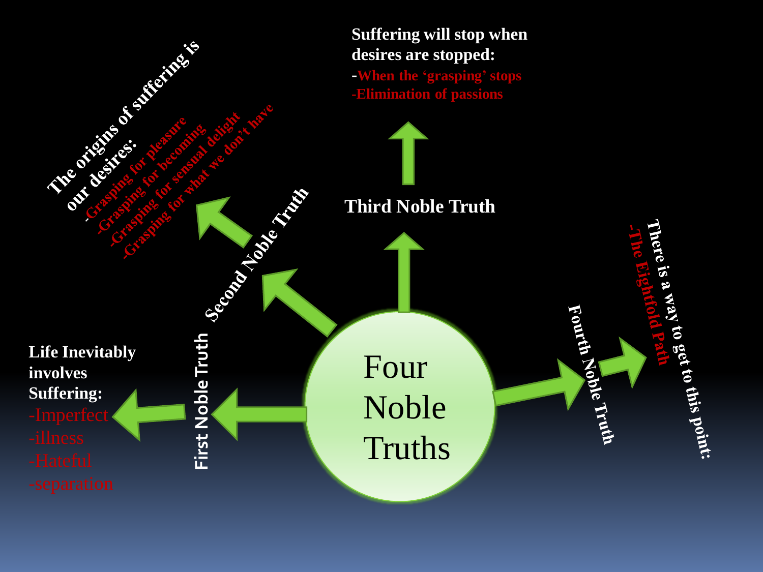# Four Noble Truths

## First Noble Truth

**Life Inevitably involves Suffering:**

- Imperfect
- illness
- Hateful
- separation

## Second Noble Truth

**The origins of suffering is our desires:**

- Grasping for pleasure
- Grasping for becoming
- Grasping for sensual delight
- Grasping for what we don't have

## Third Noble Truth

**Suffering will stop when desires are stopped:**

- When the 'grasping' stops
- Elimination of passions

## Fourth Noble Truth

**There is a way to get to this point:**

- The Eightfold Path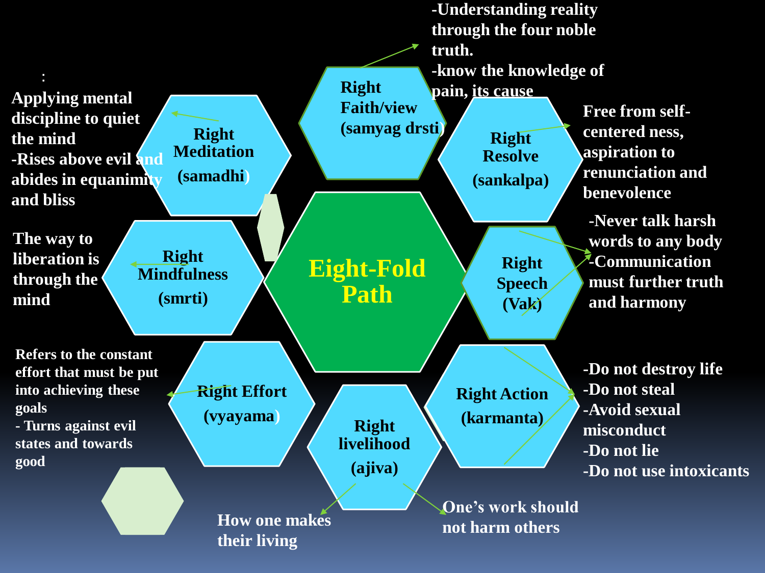# Eight-Fold Path

**Right Faith/view (samyag drsti)**
- Understanding reality through the four noble truth.
- know the knowledge of pain, its cause

**Right Resolve (sankalpa)**

Free from self-centered ness, aspiration to renunciation and benevolence

**Right Speech (Vak)**
- Never talk harsh words to any body
- Communication must further truth and harmony

**Right Action (karmanta)**
- Do not destroy life
- Do not steal
- Avoid sexual misconduct
- Do not lie
- Do not use intoxicants

**Right livelihood (ajiva)**

How one makes their living

One's work should not harm others

**Right Effort (vyayama)**

Refers to the constant effort that must be put into achieving these goals
- Turns against evil states and towards good

**Right Mindfulness (smrti)**

The way to liberation is through the mind

**Right Meditation (samadhi)**

:
Applying mental discipline to quiet the mind
- Rises above evil and abides in equanimity and bliss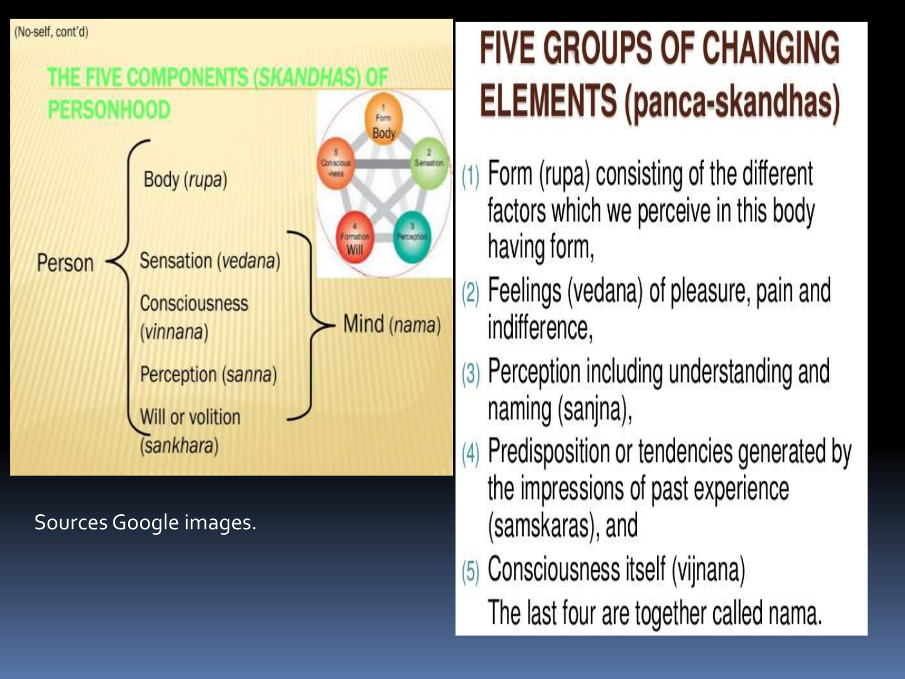(No-self, cont'd)

## THE FIVE COMPONENTS (*SKANDHAS*) OF PERSONHOOD

Person
- Body (*rupa*)
- Sensation (*vedana*)
- Consciousness (*vinnana*)
- Perception (*sanna*)
- Will or volition (*sankhara*)

Sensation, Consciousness, Perception, Will → Mind (*nama*)

1 Form Body · 2 Sensation · 3 Perception · 4 Formation Will · 5 Consciousness

Sources Google images.

## FIVE GROUPS OF CHANGING ELEMENTS (panca-skandhas)

(1) Form (rupa) consisting of the different factors which we perceive in this body having form,

(2) Feelings (vedana) of pleasure, pain and indifference,

(3) Perception including understanding and naming (sanjna),

(4) Predisposition or tendencies generated by the impressions of past experience (samskaras), and

(5) Consciousness itself (vijnana)

The last four are together called nama.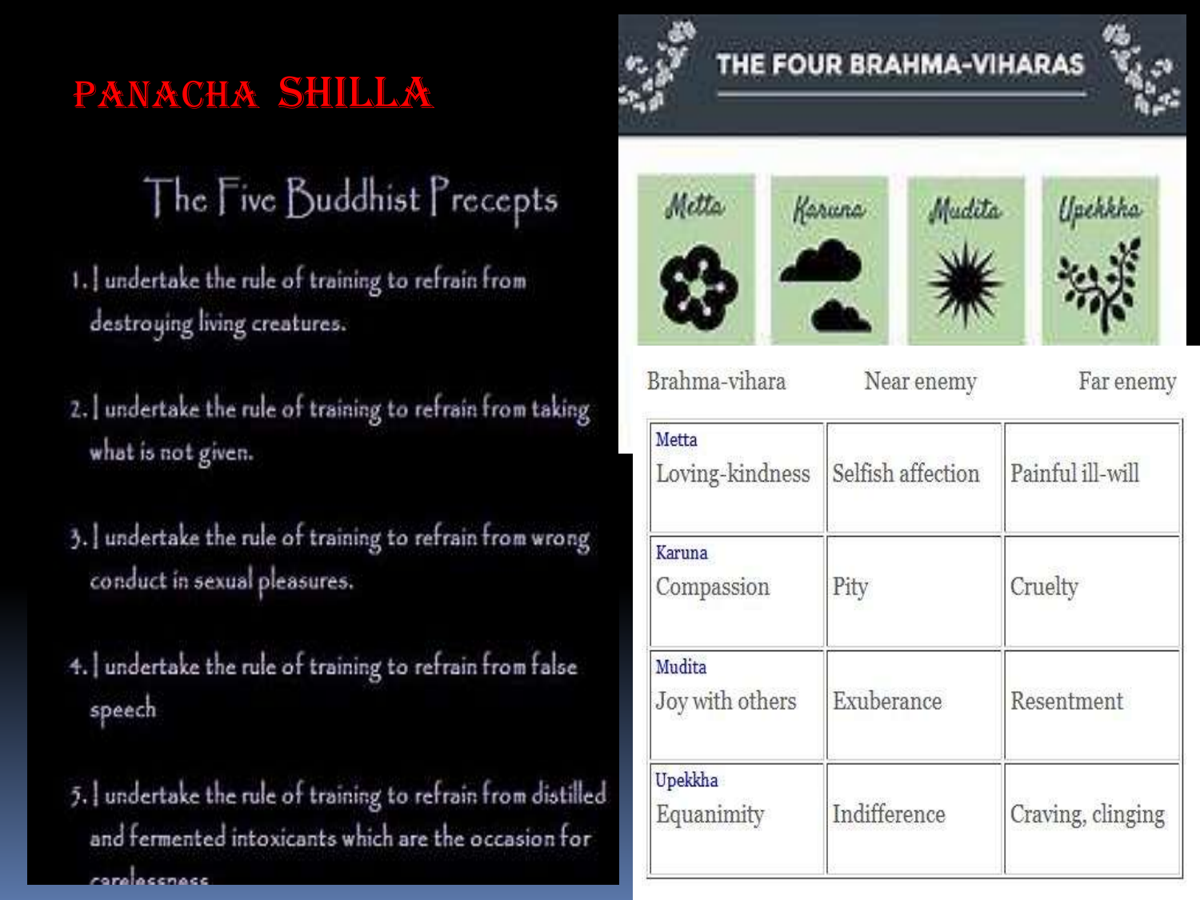# PANACHA SHILLA

## The Five Buddhist Precepts

1. I undertake the rule of training to refrain from destroying living creatures.
2. I undertake the rule of training to refrain from taking what is not given.
3. I undertake the rule of training to refrain from wrong conduct in sexual pleasures.
4. I undertake the rule of training to refrain from false speech
5. I undertake the rule of training to refrain from distilled and fermented intoxicants which are the occasion for carelessness

## THE FOUR BRAHMA-VIHARAS

Metta | Karuna | Mudita | Upekkha

| Brahma-vihara | Near enemy | Far enemy |
|---|---|---|
| Metta<br>Loving-kindness | Selfish affection | Painful ill-will |
| Karuna<br>Compassion | Pity | Cruelty |
| Mudita<br>Joy with others | Exuberance | Resentment |
| Upekkha<br>Equanimity | Indifference | Craving, clinging |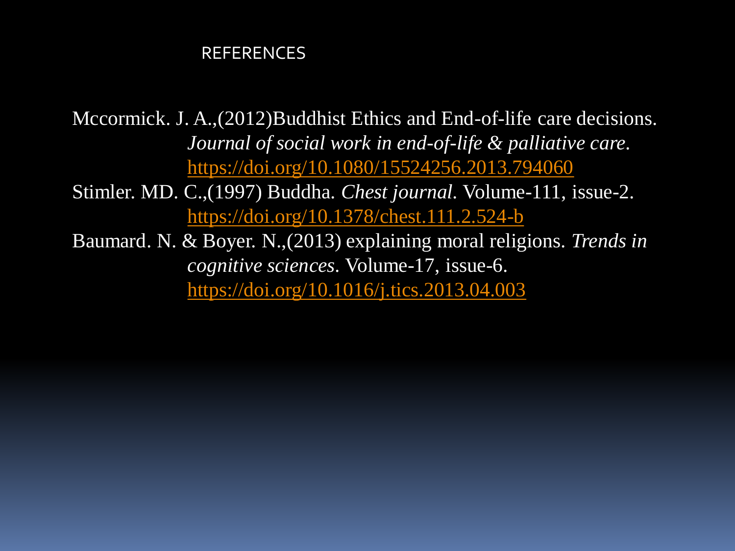# REFERENCES

Mccormick. J. A.,(2012)Buddhist Ethics and End-of-life care decisions. *Journal of social work in end-of-life & palliative care*. https://doi.org/10.1080/15524256.2013.794060

Stimler. MD. C.,(1997) Buddha. *Chest journal*. Volume-111, issue-2. https://doi.org/10.1378/chest.111.2.524-b

Baumard. N. & Boyer. N.,(2013) explaining moral religions. *Trends in cognitive sciences*. Volume-17, issue-6. https://doi.org/10.1016/j.tics.2013.04.003